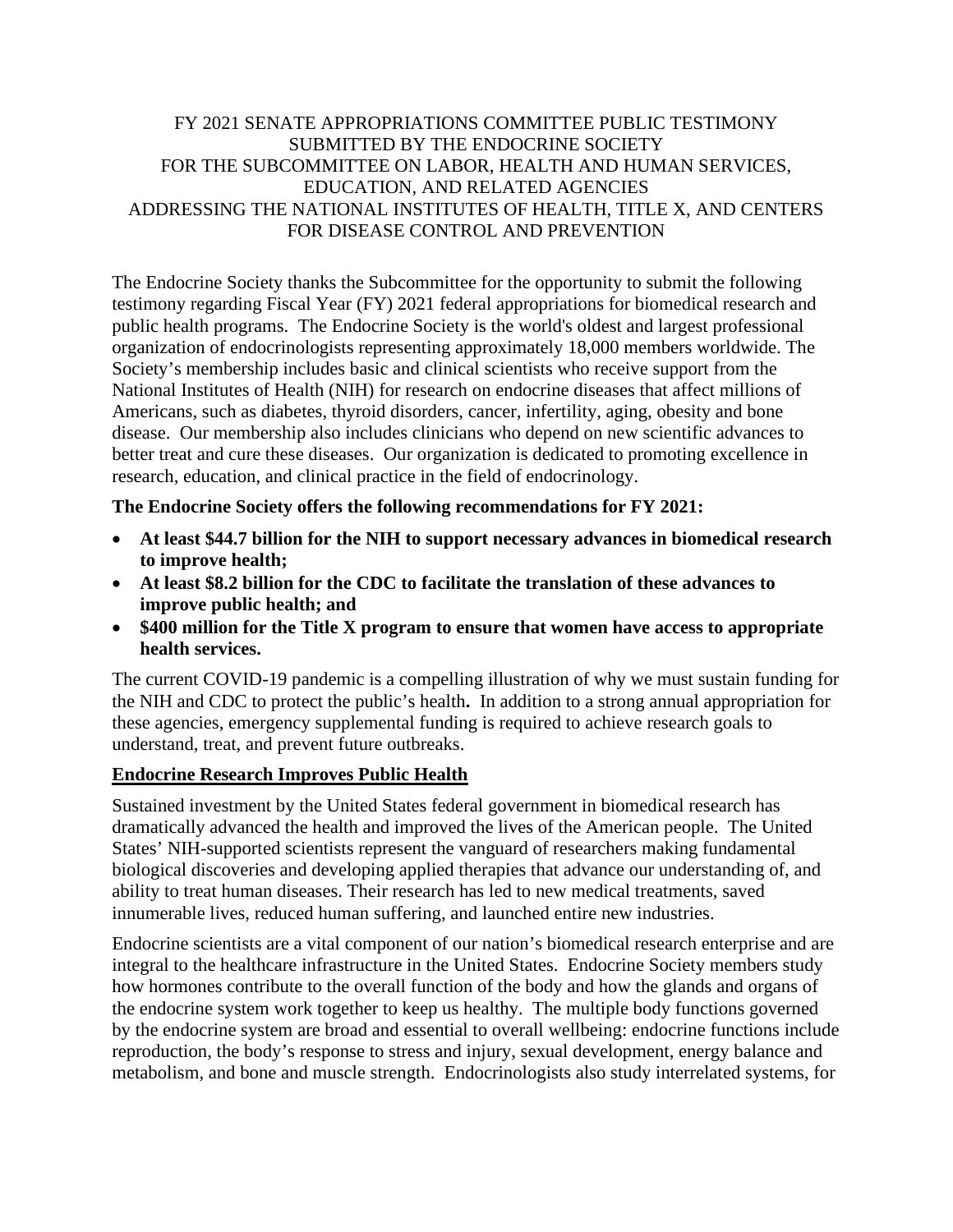# FY 2021 SENATE APPROPRIATIONS COMMITTEE PUBLIC TESTIMONY SUBMITTED BY THE ENDOCRINE SOCIETY FOR THE SUBCOMMITTEE ON LABOR, HEALTH AND HUMAN SERVICES, EDUCATION, AND RELATED AGENCIES ADDRESSING THE NATIONAL INSTITUTES OF HEALTH, TITLE X, AND CENTERS FOR DISEASE CONTROL AND PREVENTION

The Endocrine Society thanks the Subcommittee for the opportunity to submit the following testimony regarding Fiscal Year (FY) 2021 federal appropriations for biomedical research and public health programs. The Endocrine Society is the world's oldest and largest professional organization of endocrinologists representing approximately 18,000 members worldwide. The Society's membership includes basic and clinical scientists who receive support from the National Institutes of Health (NIH) for research on endocrine diseases that affect millions of Americans, such as diabetes, thyroid disorders, cancer, infertility, aging, obesity and bone disease. Our membership also includes clinicians who depend on new scientific advances to better treat and cure these diseases. Our organization is dedicated to promoting excellence in research, education, and clinical practice in the field of endocrinology.

**The Endocrine Society offers the following recommendations for FY 2021:**

- **At least $44.7 billion for the NIH to support necessary advances in biomedical research to improve health;**
- **At least $8.2 billion for the CDC to facilitate the translation of these advances to improve public health; and**
- **$400 million for the Title X program to ensure that women have access to appropriate health services.**

The current COVID-19 pandemic is a compelling illustration of why we must sustain funding for the NIH and CDC to protect the public's health**.** In addition to a strong annual appropriation for these agencies, emergency supplemental funding is required to achieve research goals to understand, treat, and prevent future outbreaks.

## Endocrine Research Improves Public Health

Sustained investment by the United States federal government in biomedical research has dramatically advanced the health and improved the lives of the American people. The United States' NIH-supported scientists represent the vanguard of researchers making fundamental biological discoveries and developing applied therapies that advance our understanding of, and ability to treat human diseases. Their research has led to new medical treatments, saved innumerable lives, reduced human suffering, and launched entire new industries.

Endocrine scientists are a vital component of our nation's biomedical research enterprise and are integral to the healthcare infrastructure in the United States. Endocrine Society members study how hormones contribute to the overall function of the body and how the glands and organs of the endocrine system work together to keep us healthy. The multiple body functions governed by the endocrine system are broad and essential to overall wellbeing: endocrine functions include reproduction, the body's response to stress and injury, sexual development, energy balance and metabolism, and bone and muscle strength. Endocrinologists also study interrelated systems, for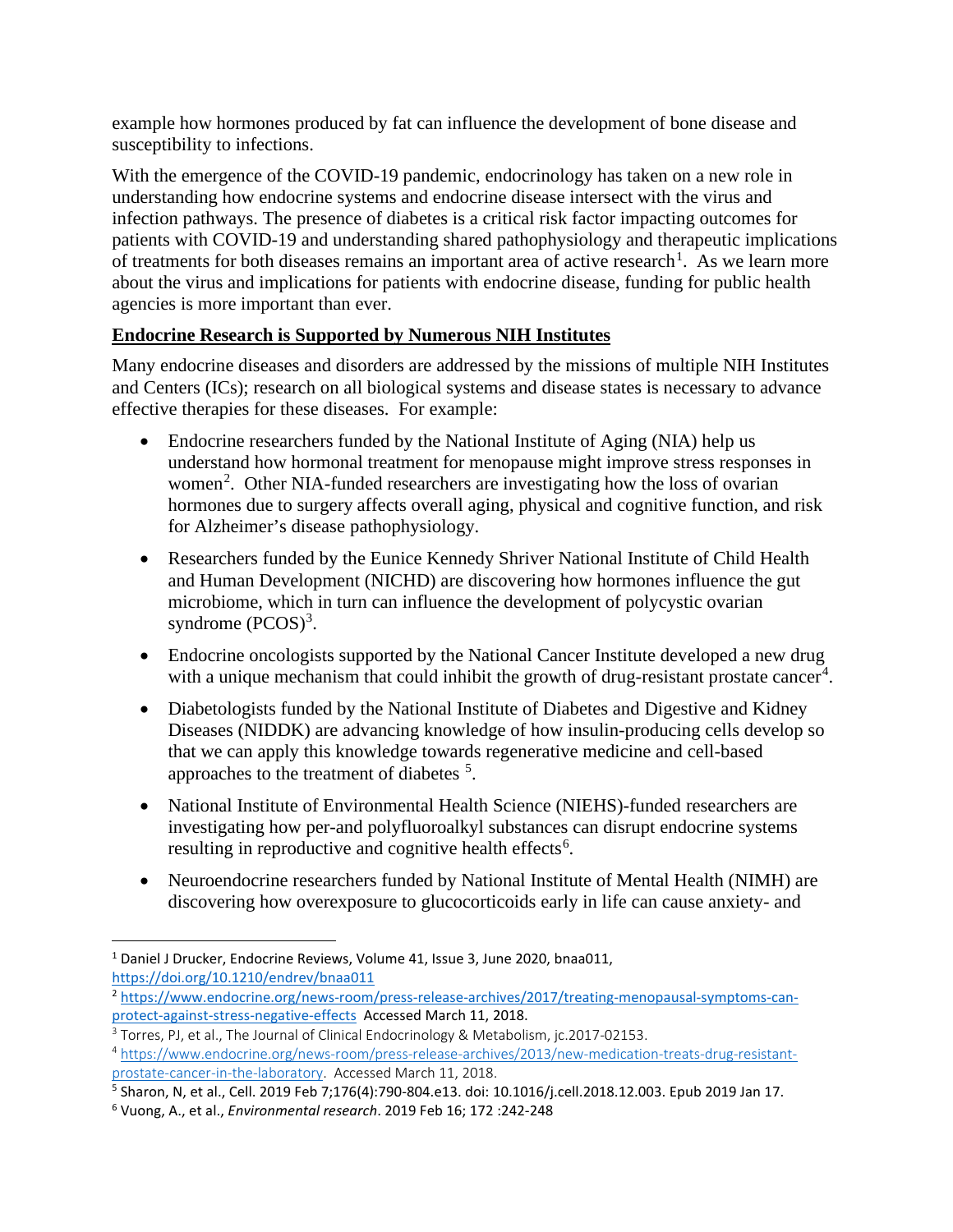example how hormones produced by fat can influence the development of bone disease and susceptibility to infections.

With the emergence of the COVID-19 pandemic, endocrinology has taken on a new role in understanding how endocrine systems and endocrine disease intersect with the virus and infection pathways. The presence of diabetes is a critical risk factor impacting outcomes for patients with COVID-19 and understanding shared pathophysiology and therapeutic implications of treatments for both diseases remains an important area of active research[1]. As we learn more about the virus and implications for patients with endocrine disease, funding for public health agencies is more important than ever.

**Endocrine Research is Supported by Numerous NIH Institutes**

Many endocrine diseases and disorders are addressed by the missions of multiple NIH Institutes and Centers (ICs); research on all biological systems and disease states is necessary to advance effective therapies for these diseases. For example:

- Endocrine researchers funded by the National Institute of Aging (NIA) help us understand how hormonal treatment for menopause might improve stress responses in women[2]. Other NIA-funded researchers are investigating how the loss of ovarian hormones due to surgery affects overall aging, physical and cognitive function, and risk for Alzheimer's disease pathophysiology.
- Researchers funded by the Eunice Kennedy Shriver National Institute of Child Health and Human Development (NICHD) are discovering how hormones influence the gut microbiome, which in turn can influence the development of polycystic ovarian syndrome (PCOS)[3].
- Endocrine oncologists supported by the National Cancer Institute developed a new drug with a unique mechanism that could inhibit the growth of drug-resistant prostate cancer[4].
- Diabetologists funded by the National Institute of Diabetes and Digestive and Kidney Diseases (NIDDK) are advancing knowledge of how insulin-producing cells develop so that we can apply this knowledge towards regenerative medicine and cell-based approaches to the treatment of diabetes [5].
- National Institute of Environmental Health Science (NIEHS)-funded researchers are investigating how per-and polyfluoroalkyl substances can disrupt endocrine systems resulting in reproductive and cognitive health effects[6].
- Neuroendocrine researchers funded by National Institute of Mental Health (NIMH) are discovering how overexposure to glucocorticoids early in life can cause anxiety- and

---

[1] Daniel J Drucker, Endocrine Reviews, Volume 41, Issue 3, June 2020, bnaa011, https://doi.org/10.1210/endrev/bnaa011

[2] https://www.endocrine.org/news-room/press-release-archives/2017/treating-menopausal-symptoms-can-protect-against-stress-negative-effects Accessed March 11, 2018.

[3] Torres, PJ, et al., The Journal of Clinical Endocrinology & Metabolism, jc.2017-02153.

[4] https://www.endocrine.org/news-room/press-release-archives/2013/new-medication-treats-drug-resistant-prostate-cancer-in-the-laboratory. Accessed March 11, 2018.

[5] Sharon, N, et al., Cell. 2019 Feb 7;176(4):790-804.e13. doi: 10.1016/j.cell.2018.12.003. Epub 2019 Jan 17.

[6] Vuong, A., et al., *Environmental research*. 2019 Feb 16; 172 :242-248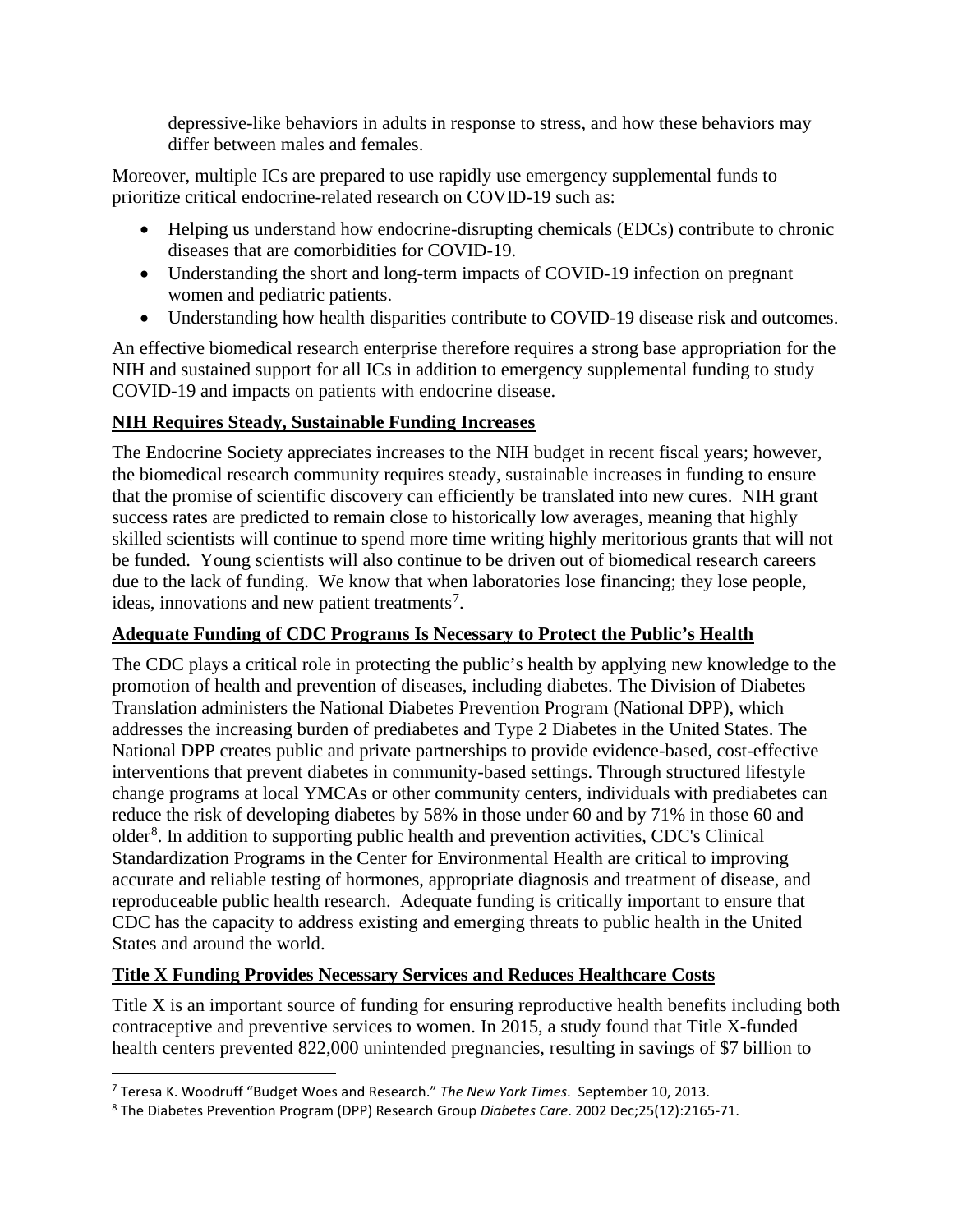depressive-like behaviors in adults in response to stress, and how these behaviors may differ between males and females.

Moreover, multiple ICs are prepared to use rapidly use emergency supplemental funds to prioritize critical endocrine-related research on COVID-19 such as:

- Helping us understand how endocrine-disrupting chemicals (EDCs) contribute to chronic diseases that are comorbidities for COVID-19.
- Understanding the short and long-term impacts of COVID-19 infection on pregnant women and pediatric patients.
- Understanding how health disparities contribute to COVID-19 disease risk and outcomes.

An effective biomedical research enterprise therefore requires a strong base appropriation for the NIH and sustained support for all ICs in addition to emergency supplemental funding to study COVID-19 and impacts on patients with endocrine disease.

**NIH Requires Steady, Sustainable Funding Increases**

The Endocrine Society appreciates increases to the NIH budget in recent fiscal years; however, the biomedical research community requires steady, sustainable increases in funding to ensure that the promise of scientific discovery can efficiently be translated into new cures. NIH grant success rates are predicted to remain close to historically low averages, meaning that highly skilled scientists will continue to spend more time writing highly meritorious grants that will not be funded. Young scientists will also continue to be driven out of biomedical research careers due to the lack of funding. We know that when laboratories lose financing; they lose people, ideas, innovations and new patient treatments[7].

**Adequate Funding of CDC Programs Is Necessary to Protect the Public's Health**

The CDC plays a critical role in protecting the public's health by applying new knowledge to the promotion of health and prevention of diseases, including diabetes. The Division of Diabetes Translation administers the National Diabetes Prevention Program (National DPP), which addresses the increasing burden of prediabetes and Type 2 Diabetes in the United States. The National DPP creates public and private partnerships to provide evidence-based, cost-effective interventions that prevent diabetes in community-based settings. Through structured lifestyle change programs at local YMCAs or other community centers, individuals with prediabetes can reduce the risk of developing diabetes by 58% in those under 60 and by 71% in those 60 and older[8]. In addition to supporting public health and prevention activities, CDC's Clinical Standardization Programs in the Center for Environmental Health are critical to improving accurate and reliable testing of hormones, appropriate diagnosis and treatment of disease, and reproduceable public health research. Adequate funding is critically important to ensure that CDC has the capacity to address existing and emerging threats to public health in the United States and around the world.

**Title X Funding Provides Necessary Services and Reduces Healthcare Costs**

Title X is an important source of funding for ensuring reproductive health benefits including both contraceptive and preventive services to women. In 2015, a study found that Title X-funded health centers prevented 822,000 unintended pregnancies, resulting in savings of $7 billion to

---

[7] Teresa K. Woodruff "Budget Woes and Research." *The New York Times*. September 10, 2013.

[8] The Diabetes Prevention Program (DPP) Research Group *Diabetes Care*. 2002 Dec;25(12):2165-71.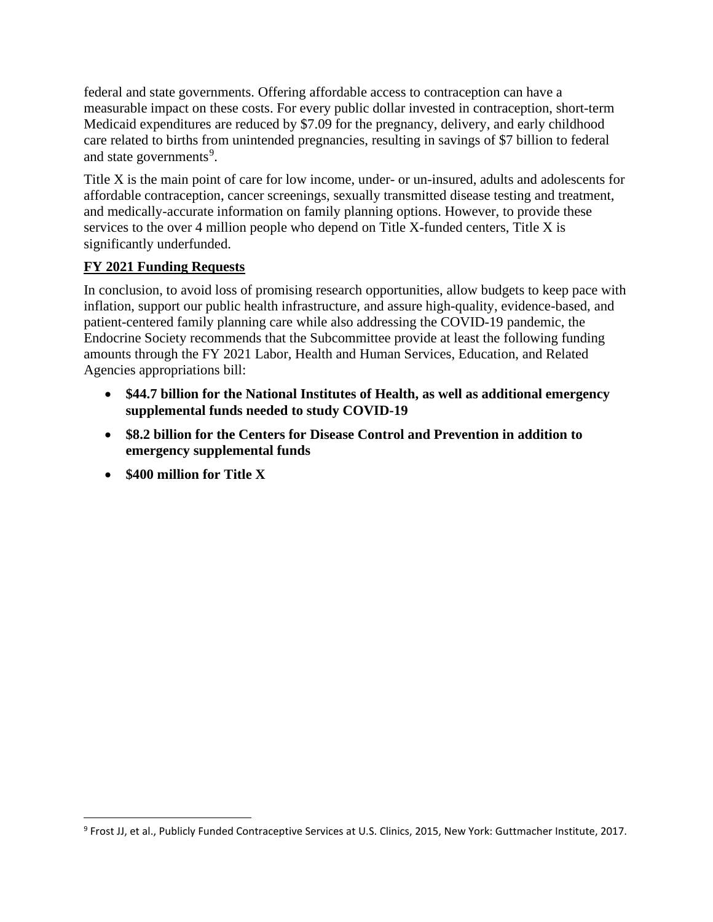federal and state governments. Offering affordable access to contraception can have a measurable impact on these costs. For every public dollar invested in contraception, short-term Medicaid expenditures are reduced by $7.09 for the pregnancy, delivery, and early childhood care related to births from unintended pregnancies, resulting in savings of $7 billion to federal and state governments[9].

Title X is the main point of care for low income, under- or un-insured, adults and adolescents for affordable contraception, cancer screenings, sexually transmitted disease testing and treatment, and medically-accurate information on family planning options. However, to provide these services to the over 4 million people who depend on Title X-funded centers, Title X is significantly underfunded.

**FY 2021 Funding Requests**

In conclusion, to avoid loss of promising research opportunities, allow budgets to keep pace with inflation, support our public health infrastructure, and assure high-quality, evidence-based, and patient-centered family planning care while also addressing the COVID-19 pandemic, the Endocrine Society recommends that the Subcommittee provide at least the following funding amounts through the FY 2021 Labor, Health and Human Services, Education, and Related Agencies appropriations bill:

- **$44.7 billion for the National Institutes of Health, as well as additional emergency supplemental funds needed to study COVID-19**
- **$8.2 billion for the Centers for Disease Control and Prevention in addition to emergency supplemental funds**
- **$400 million for Title X**

[9] Frost JJ, et al., Publicly Funded Contraceptive Services at U.S. Clinics, 2015, New York: Guttmacher Institute, 2017.